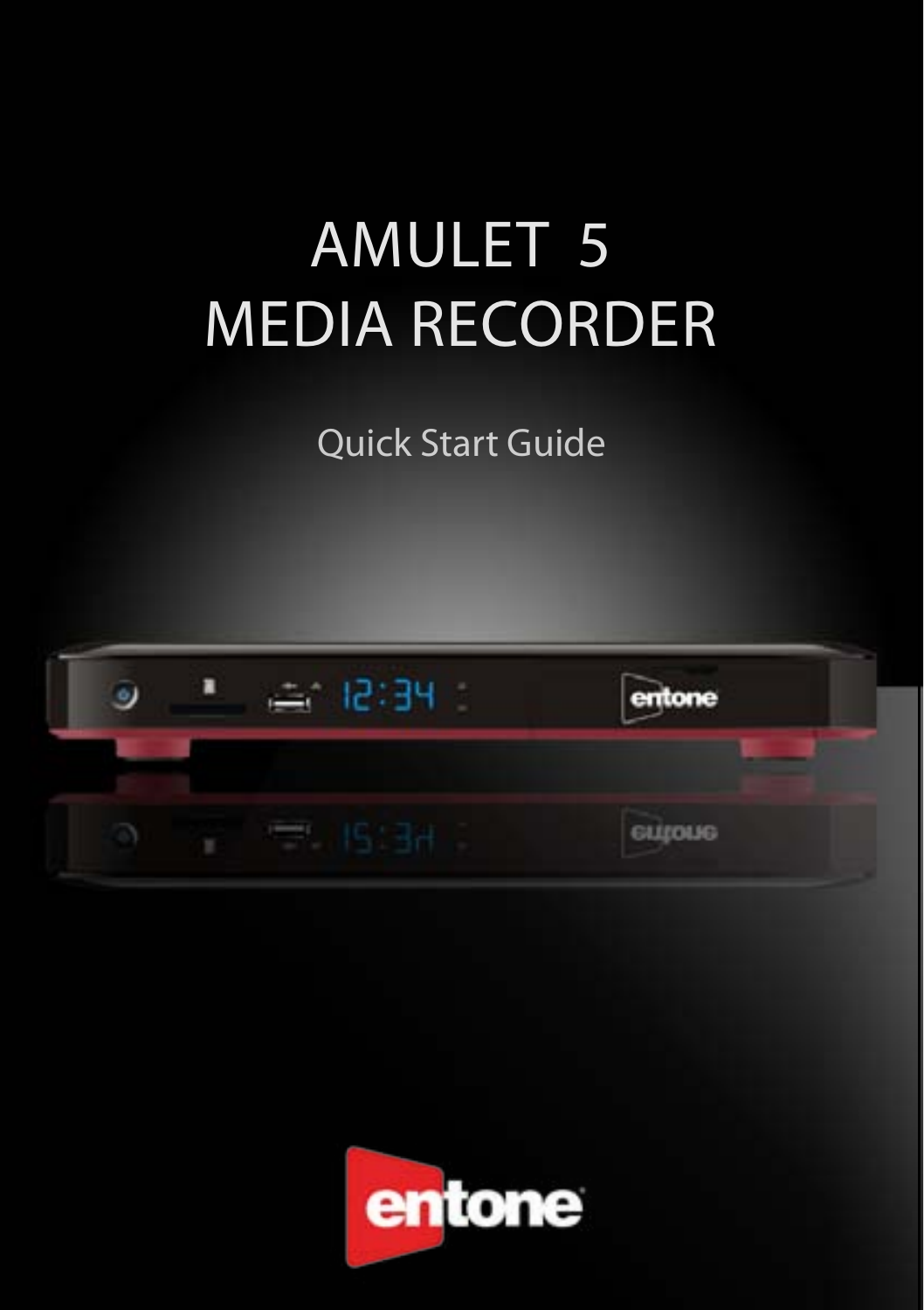# AMULET 5
# MEDIA RECORDER

Quick Start Guide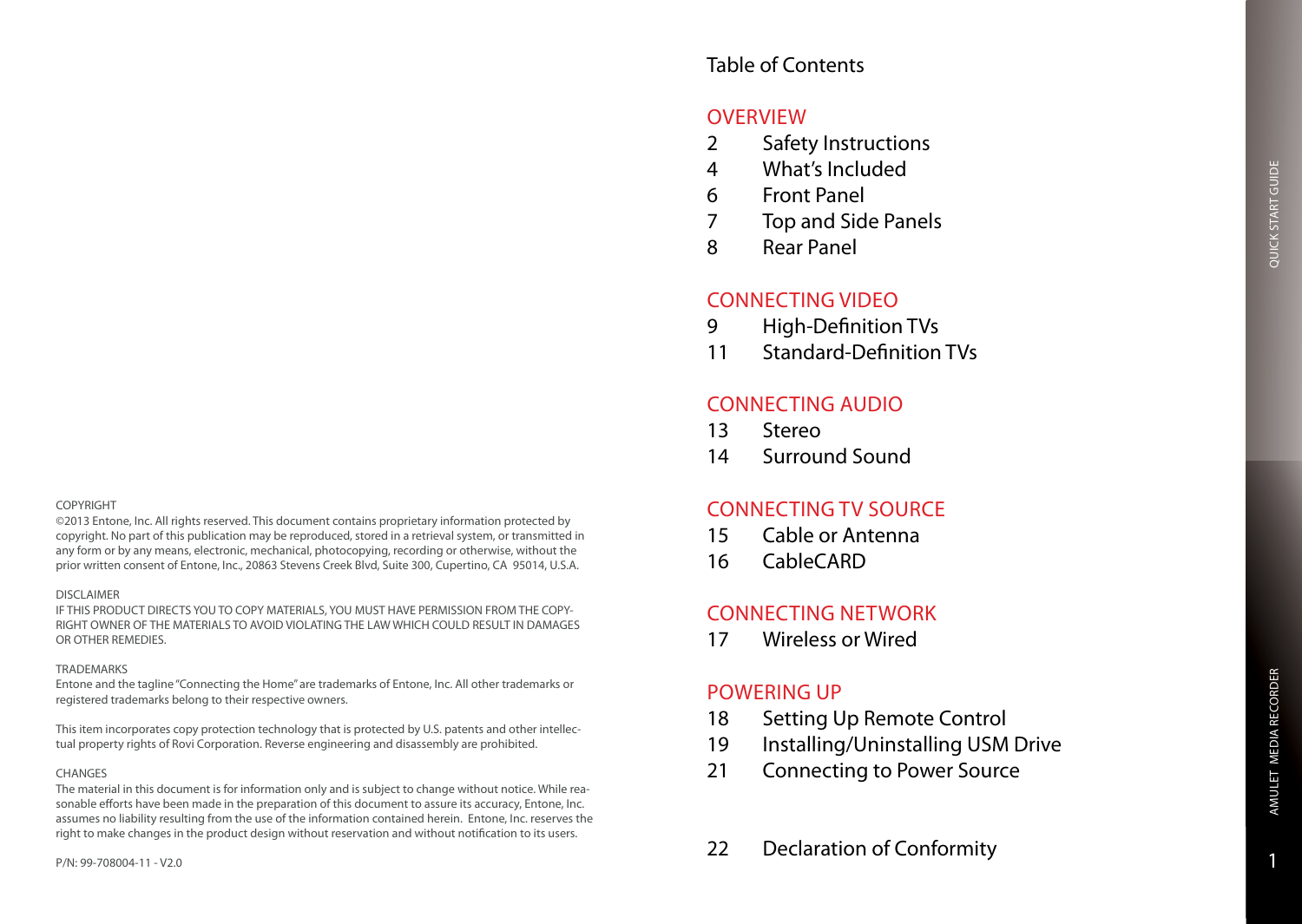COPYRIGHT

©2013 Entone, Inc. All rights reserved. This document contains proprietary information protected by copyright. No part of this publication may be reproduced, stored in a retrieval system, or transmitted in any form or by any means, electronic, mechanical, photocopying, recording or otherwise, without the prior written consent of Entone, Inc., 20863 Stevens Creek Blvd, Suite 300, Cupertino, CA 95014, U.S.A.

DISCLAIMER

IF THIS PRODUCT DIRECTS YOU TO COPY MATERIALS, YOU MUST HAVE PERMISSION FROM THE COPYRIGHT OWNER OF THE MATERIALS TO AVOID VIOLATING THE LAW WHICH COULD RESULT IN DAMAGES OR OTHER REMEDIES.

TRADEMARKS

Entone and the tagline "Connecting the Home" are trademarks of Entone, Inc. All other trademarks or registered trademarks belong to their respective owners.

This item incorporates copy protection technology that is protected by U.S. patents and other intellectual property rights of Rovi Corporation. Reverse engineering and disassembly are prohibited.

CHANGES

The material in this document is for information only and is subject to change without notice. While reasonable efforts have been made in the preparation of this document to assure its accuracy, Entone, Inc. assumes no liability resulting from the use of the information contained herein. Entone, Inc. reserves the right to make changes in the product design without reservation and without notification to its users.

P/N: 99-708004-11 - V2.0

# Table of Contents

## OVERVIEW

2 Safety Instructions
4 What's Included
6 Front Panel
7 Top and Side Panels
8 Rear Panel

## CONNECTING VIDEO

9 High-Definition TVs
11 Standard-Definition TVs

## CONNECTING AUDIO

13 Stereo
14 Surround Sound

## CONNECTING TV SOURCE

15 Cable or Antenna
16 CableCARD

## CONNECTING NETWORK

17 Wireless or Wired

## POWERING UP

18 Setting Up Remote Control
19 Installing/Uninstalling USM Drive
21 Connecting to Power Source

22 Declaration of Conformity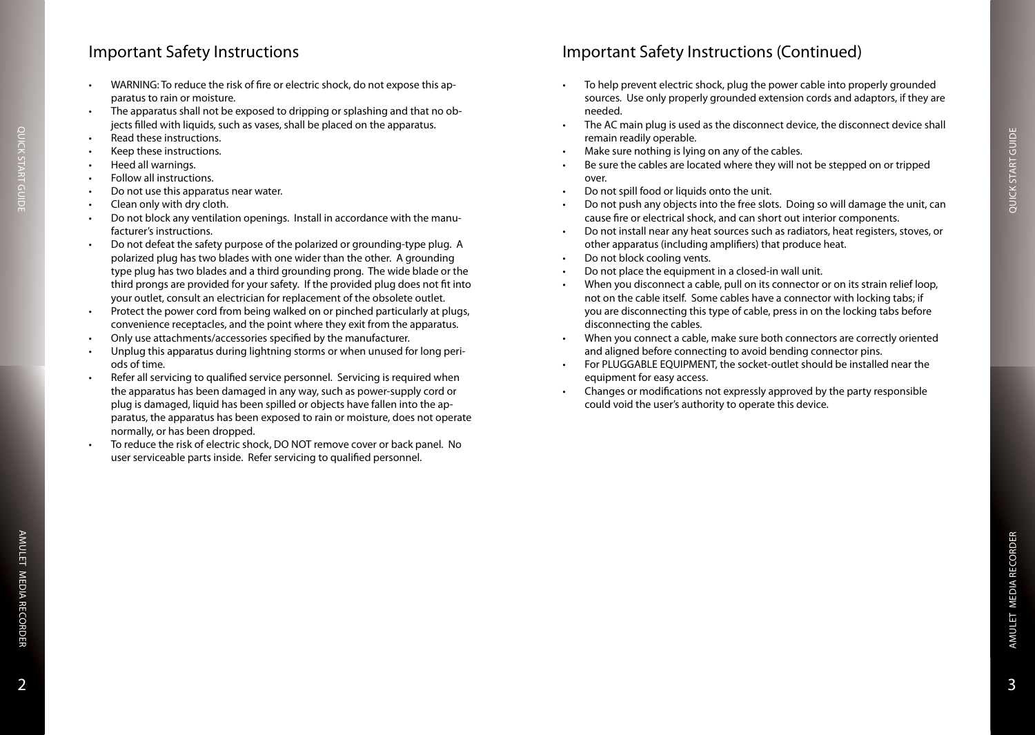## Important Safety Instructions

- WARNING: To reduce the risk of fire or electric shock, do not expose this apparatus to rain or moisture.
- The apparatus shall not be exposed to dripping or splashing and that no objects filled with liquids, such as vases, shall be placed on the apparatus.
- Read these instructions.
- Keep these instructions.
- Heed all warnings.
- Follow all instructions.
- Do not use this apparatus near water.
- Clean only with dry cloth.
- Do not block any ventilation openings. Install in accordance with the manufacturer's instructions.
- Do not defeat the safety purpose of the polarized or grounding-type plug. A polarized plug has two blades with one wider than the other. A grounding type plug has two blades and a third grounding prong. The wide blade or the third prongs are provided for your safety. If the provided plug does not fit into your outlet, consult an electrician for replacement of the obsolete outlet.
- Protect the power cord from being walked on or pinched particularly at plugs, convenience receptacles, and the point where they exit from the apparatus.
- Only use attachments/accessories specified by the manufacturer.
- Unplug this apparatus during lightning storms or when unused for long periods of time.
- Refer all servicing to qualified service personnel. Servicing is required when the apparatus has been damaged in any way, such as power-supply cord or plug is damaged, liquid has been spilled or objects have fallen into the apparatus, the apparatus has been exposed to rain or moisture, does not operate normally, or has been dropped.
- To reduce the risk of electric shock, DO NOT remove cover or back panel. No user serviceable parts inside. Refer servicing to qualified personnel.

## Important Safety Instructions (Continued)

- To help prevent electric shock, plug the power cable into properly grounded sources. Use only properly grounded extension cords and adaptors, if they are needed.
- The AC main plug is used as the disconnect device, the disconnect device shall remain readily operable.
- Make sure nothing is lying on any of the cables.
- Be sure the cables are located where they will not be stepped on or tripped over.
- Do not spill food or liquids onto the unit.
- Do not push any objects into the free slots. Doing so will damage the unit, can cause fire or electrical shock, and can short out interior components.
- Do not install near any heat sources such as radiators, heat registers, stoves, or other apparatus (including amplifiers) that produce heat.
- Do not block cooling vents.
- Do not place the equipment in a closed-in wall unit.
- When you disconnect a cable, pull on its connector or on its strain relief loop, not on the cable itself. Some cables have a connector with locking tabs; if you are disconnecting this type of cable, press in on the locking tabs before disconnecting the cables.
- When you connect a cable, make sure both connectors are correctly oriented and aligned before connecting to avoid bending connector pins.
- For PLUGGABLE EQUIPMENT, the socket-outlet should be installed near the equipment for easy access.
- Changes or modifications not expressly approved by the party responsible could void the user's authority to operate this device.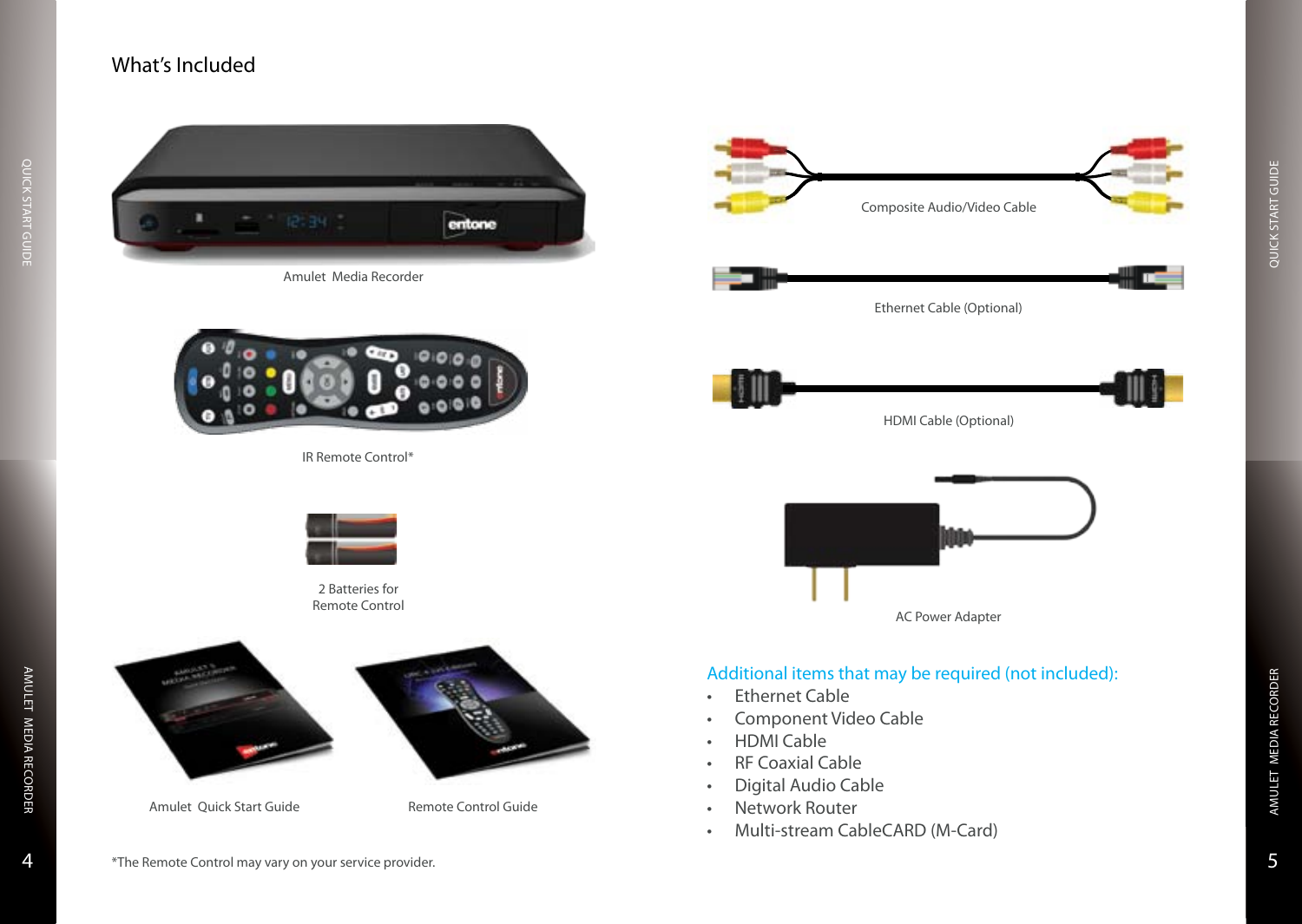# What's Included

Amulet Media Recorder

IR Remote Control*

2 Batteries for Remote Control

Amulet Quick Start Guide

Remote Control Guide

*The Remote Control may vary on your service provider.

Composite Audio/Video Cable

Ethernet Cable (Optional)

HDMI Cable (Optional)

AC Power Adapter

## Additional items that may be required (not included):

- Ethernet Cable
- Component Video Cable
- HDMI Cable
- RF Coaxial Cable
- Digital Audio Cable
- Network Router
- Multi-stream CableCARD (M-Card)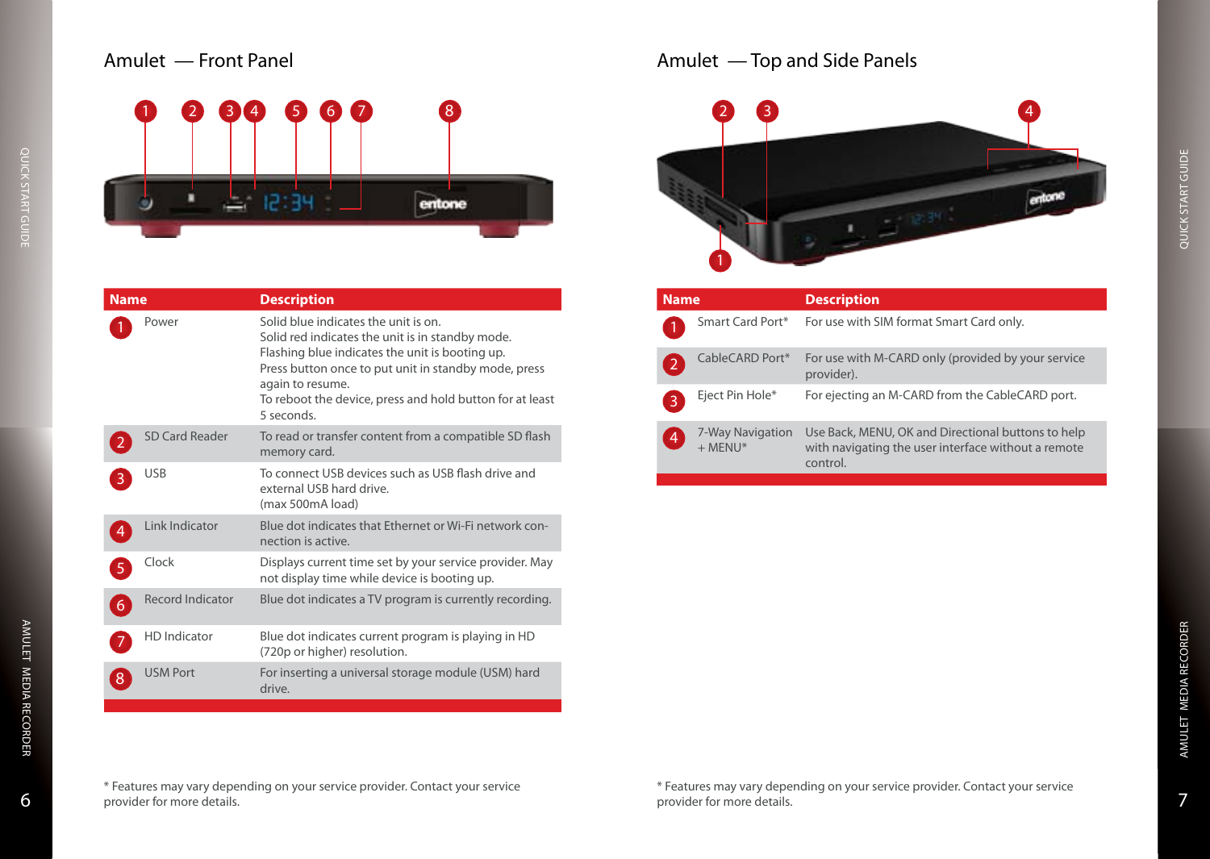## Amulet — Front Panel

| Name | | Description |
|---|---|---|
| 1 | Power | Solid blue indicates the unit is on.<br>Solid red indicates the unit is in standby mode.<br>Flashing blue indicates the unit is booting up.<br>Press button once to put unit in standby mode, press again to resume.<br>To reboot the device, press and hold button for at least 5 seconds. |
| 2 | SD Card Reader | To read or transfer content from a compatible SD flash memory card. |
| 3 | USB | To connect USB devices such as USB flash drive and external USB hard drive.<br>(max 500mA load) |
| 4 | Link Indicator | Blue dot indicates that Ethernet or Wi-Fi network connection is active. |
| 5 | Clock | Displays current time set by your service provider. May not display time while device is booting up. |
| 6 | Record Indicator | Blue dot indicates a TV program is currently recording. |
| 7 | HD Indicator | Blue dot indicates current program is playing in HD (720p or higher) resolution. |
| 8 | USM Port | For inserting a universal storage module (USM) hard drive. |

* Features may vary depending on your service provider. Contact your service provider for more details.

## Amulet — Top and Side Panels

| Name | | Description |
|---|---|---|
| 1 | Smart Card Port* | For use with SIM format Smart Card only. |
| 2 | CableCARD Port* | For use with M-CARD only (provided by your service provider). |
| 3 | Eject Pin Hole* | For ejecting an M-CARD from the CableCARD port. |
| 4 | 7-Way Navigation + MENU* | Use Back, MENU, OK and Directional buttons to help with navigating the user interface without a remote control. |

* Features may vary depending on your service provider. Contact your service provider for more details.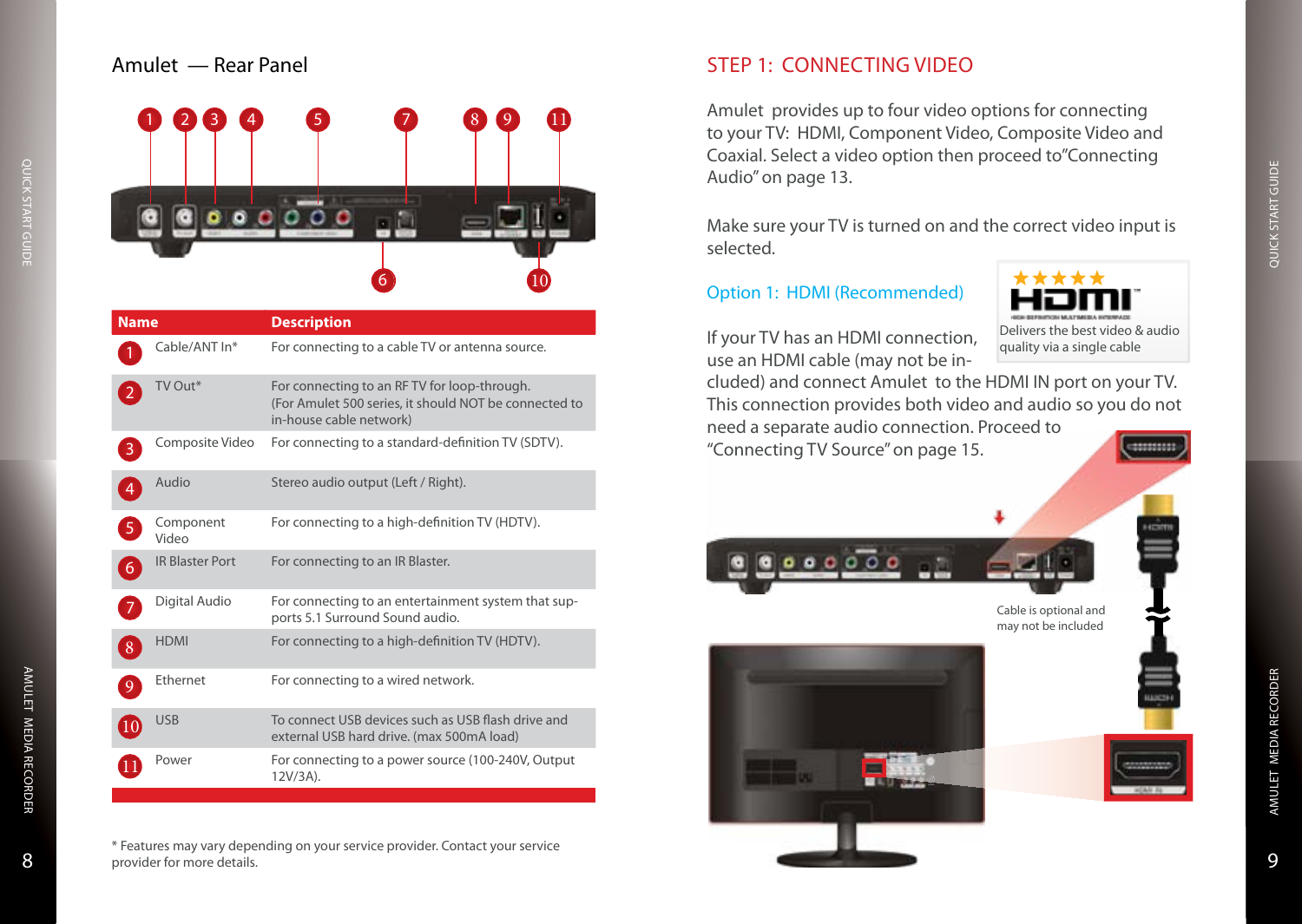## Amulet — Rear Panel

| Name | | Description |
|---|---|---|
| 1 | Cable/ANT In* | For connecting to a cable TV or antenna source. |
| 2 | TV Out* | For connecting to an RF TV for loop-through. (For Amulet 500 series, it should NOT be connected to in-house cable network) |
| 3 | Composite Video | For connecting to a standard-definition TV (SDTV). |
| 4 | Audio | Stereo audio output (Left / Right). |
| 5 | Component Video | For connecting to a high-definition TV (HDTV). |
| 6 | IR Blaster Port | For connecting to an IR Blaster. |
| 7 | Digital Audio | For connecting to an entertainment system that supports 5.1 Surround Sound audio. |
| 8 | HDMI | For connecting to a high-definition TV (HDTV). |
| 9 | Ethernet | For connecting to a wired network. |
| 10 | USB | To connect USB devices such as USB flash drive and external USB hard drive. (max 500mA load) |
| 11 | Power | For connecting to a power source (100-240V, Output 12V/3A). |

* Features may vary depending on your service provider. Contact your service provider for more details.

## STEP 1: CONNECTING VIDEO

Amulet provides up to four video options for connecting to your TV: HDMI, Component Video, Composite Video and Coaxial. Select a video option then proceed to "Connecting Audio" on page 13.

Make sure your TV is turned on and the correct video input is selected.

### Option 1: HDMI (Recommended)

Delivers the best video & audio quality via a single cable

If your TV has an HDMI connection, use an HDMI cable (may not be included) and connect Amulet to the HDMI IN port on your TV. This connection provides both video and audio so you do not need a separate audio connection. Proceed to "Connecting TV Source" on page 15.

Cable is optional and may not be included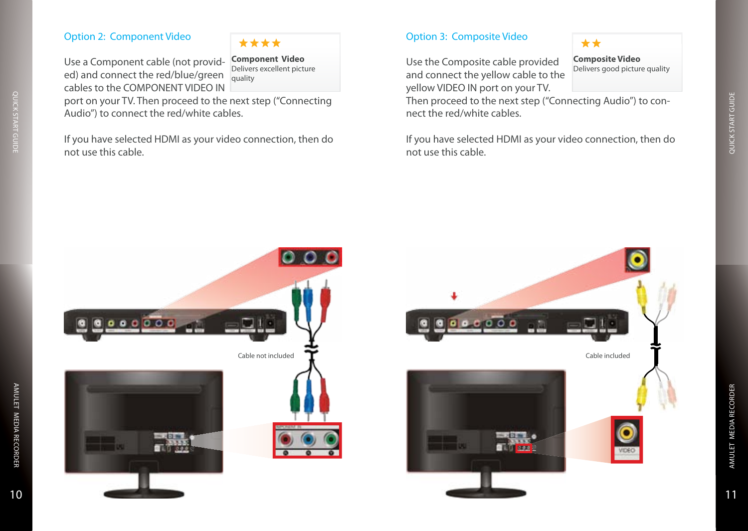## Option 2: Component Video

★★★★
**Component Video**
Delivers excellent picture quality

Use a Component cable (not provided) and connect the red/blue/green cables to the COMPONENT VIDEO IN port on your TV. Then proceed to the next step (“Connecting Audio”) to connect the red/white cables.

If you have selected HDMI as your video connection, then do not use this cable.

Cable not included

## Option 3: Composite Video

★★
**Composite Video**
Delivers good picture quality

Use the Composite cable provided and connect the yellow cable to the yellow VIDEO IN port on your TV. Then proceed to the next step (“Connecting Audio”) to connect the red/white cables.

If you have selected HDMI as your video connection, then do not use this cable.

Cable included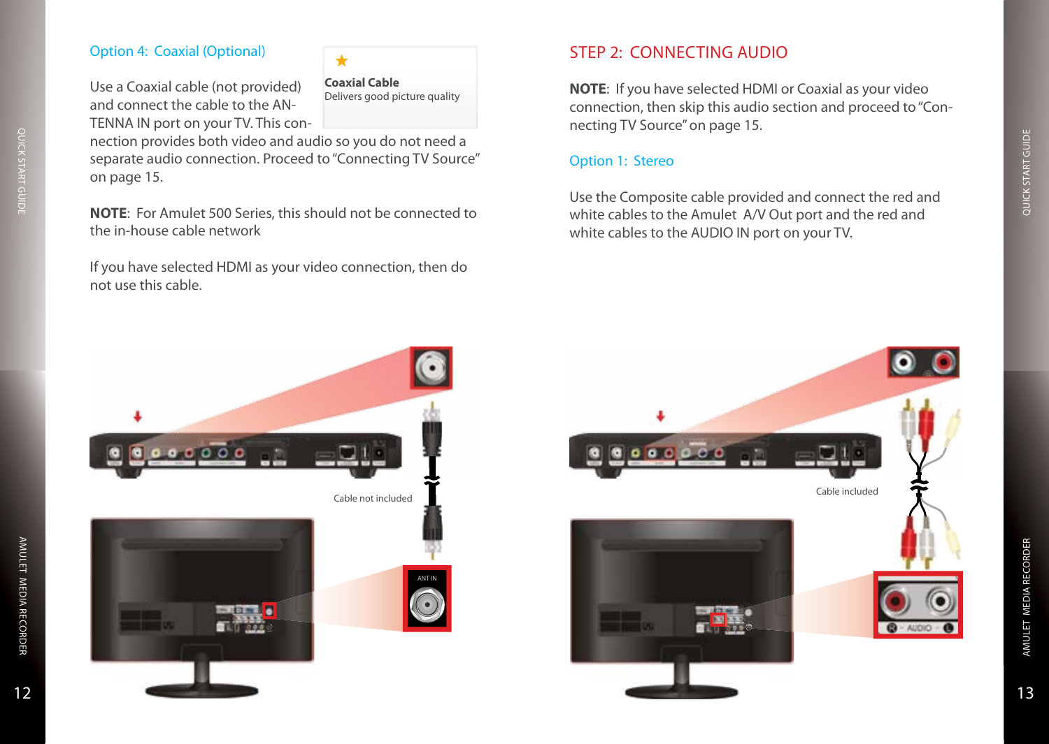## Option 4: Coaxial (Optional)

**Coaxial Cable**
Delivers good picture quality

Use a Coaxial cable (not provided) and connect the cable to the ANTENNA IN port on your TV. This connection provides both video and audio so you do not need a separate audio connection. Proceed to "Connecting TV Source" on page 15.

**NOTE**: For Amulet 500 Series, this should not be connected to the in-house cable network

If you have selected HDMI as your video connection, then do not use this cable.

Cable not included

ANT IN

# STEP 2: CONNECTING AUDIO

**NOTE**: If you have selected HDMI or Coaxial as your video connection, then skip this audio section and proceed to "Connecting TV Source" on page 15.

## Option 1: Stereo

Use the Composite cable provided and connect the red and white cables to the Amulet A/V Out port and the red and white cables to the AUDIO IN port on your TV.

Cable included

R - AUDIO - L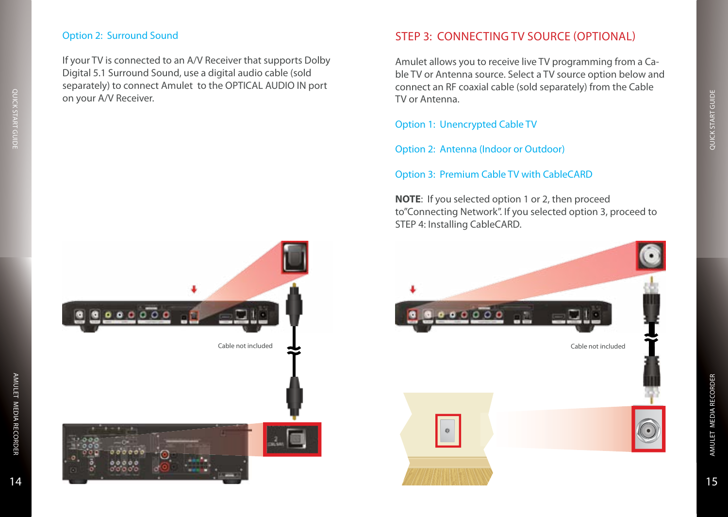### Option 2: Surround Sound

If your TV is connected to an A/V Receiver that supports Dolby Digital 5.1 Surround Sound, use a digital audio cable (sold separately) to connect Amulet to the OPTICAL AUDIO IN port on your A/V Receiver.

Cable not included

## STEP 3: CONNECTING TV SOURCE (OPTIONAL)

Amulet allows you to receive live TV programming from a Cable TV or Antenna source. Select a TV source option below and connect an RF coaxial cable (sold separately) from the Cable TV or Antenna.

### Option 1: Unencrypted Cable TV

### Option 2: Antenna (Indoor or Outdoor)

### Option 3: Premium Cable TV with CableCARD

**NOTE**: If you selected option 1 or 2, then proceed to"Connecting Network". If you selected option 3, proceed to STEP 4: Installing CableCARD.

Cable not included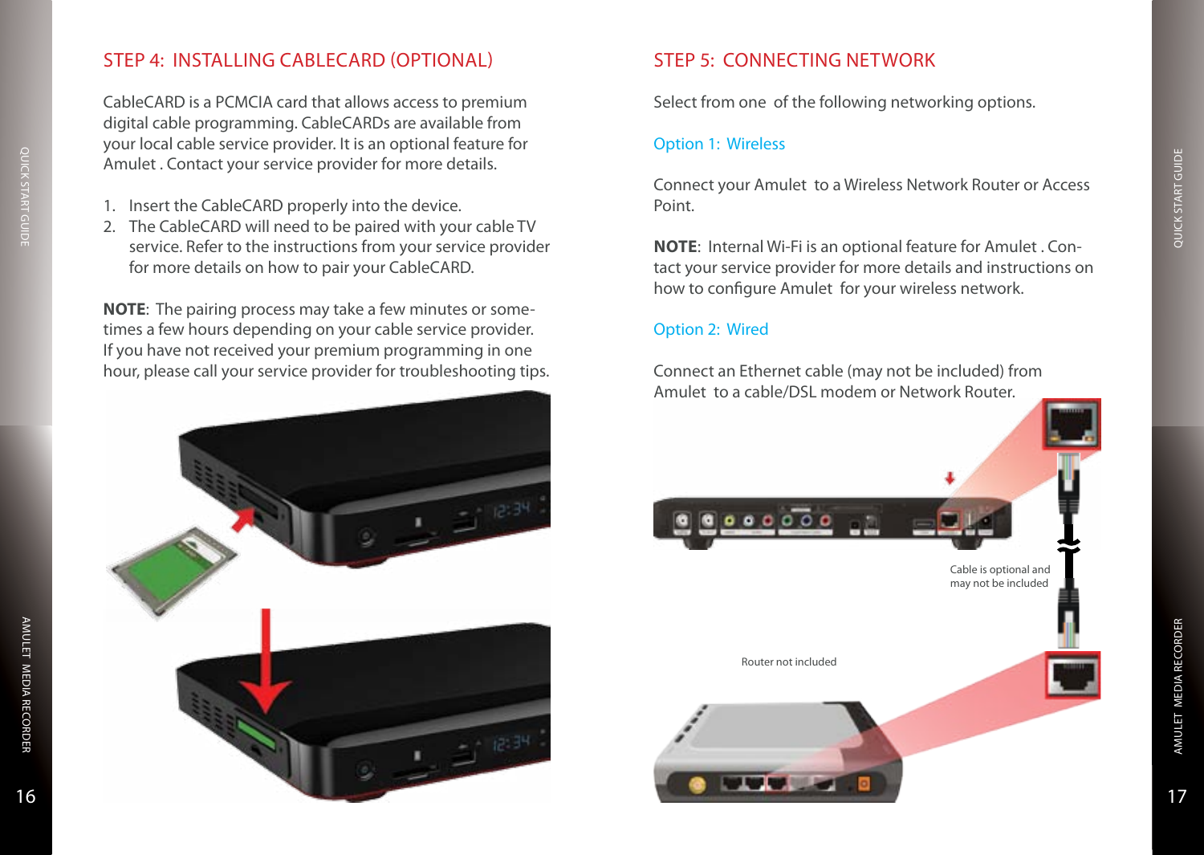## STEP 4: INSTALLING CABLECARD (OPTIONAL)

CableCARD is a PCMCIA card that allows access to premium digital cable programming. CableCARDs are available from your local cable service provider. It is an optional feature for Amulet . Contact your service provider for more details.

1. Insert the CableCARD properly into the device.
2. The CableCARD will need to be paired with your cable TV service. Refer to the instructions from your service provider for more details on how to pair your CableCARD.

**NOTE**: The pairing process may take a few minutes or sometimes a few hours depending on your cable service provider. If you have not received your premium programming in one hour, please call your service provider for troubleshooting tips.

## STEP 5: CONNECTING NETWORK

Select from one of the following networking options.

### Option 1: Wireless

Connect your Amulet to a Wireless Network Router or Access Point.

**NOTE**: Internal Wi-Fi is an optional feature for Amulet . Contact your service provider for more details and instructions on how to configure Amulet for your wireless network.

### Option 2: Wired

Connect an Ethernet cable (may not be included) from Amulet to a cable/DSL modem or Network Router.

Cable is optional and may not be included

Router not included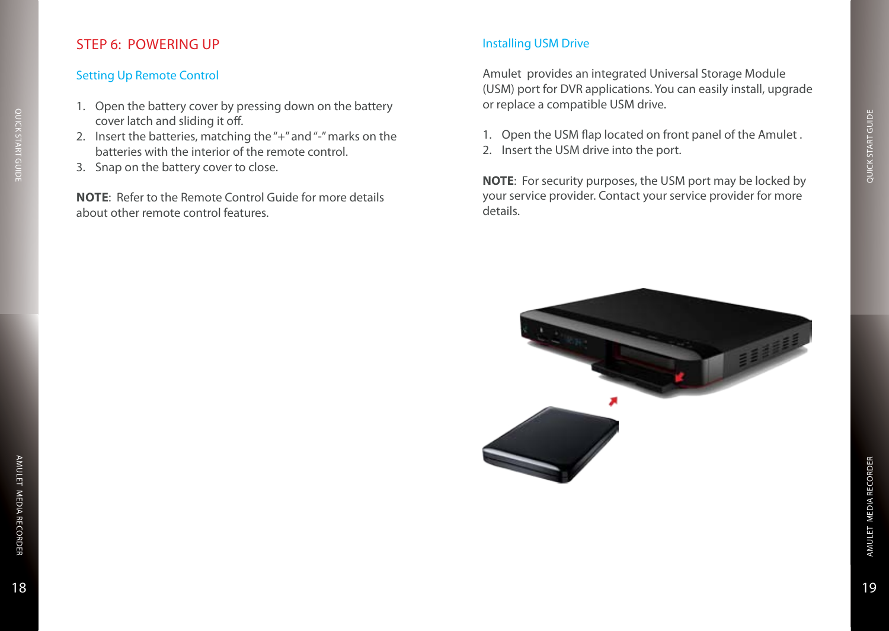## STEP 6: POWERING UP

### Setting Up Remote Control

1. Open the battery cover by pressing down on the battery cover latch and sliding it off.
2. Insert the batteries, matching the "+" and "-" marks on the batteries with the interior of the remote control.
3. Snap on the battery cover to close.

**NOTE**: Refer to the Remote Control Guide for more details about other remote control features.

### Installing USM Drive

Amulet provides an integrated Universal Storage Module (USM) port for DVR applications. You can easily install, upgrade or replace a compatible USM drive.

1. Open the USM flap located on front panel of the Amulet .
2. Insert the USM drive into the port.

**NOTE**: For security purposes, the USM port may be locked by your service provider. Contact your service provider for more details.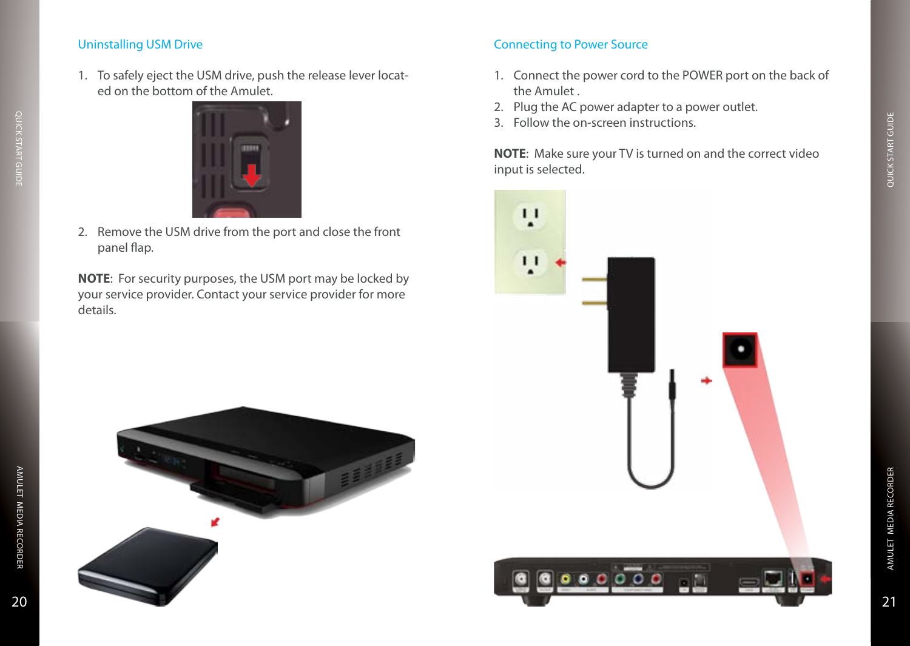## Uninstalling USM Drive

1. To safely eject the USM drive, push the release lever located on the bottom of the Amulet.
2. Remove the USM drive from the port and close the front panel flap.

**NOTE**: For security purposes, the USM port may be locked by your service provider. Contact your service provider for more details.

## Connecting to Power Source

1. Connect the power cord to the POWER port on the back of the Amulet .
2. Plug the AC power adapter to a power outlet.
3. Follow the on-screen instructions.

**NOTE**: Make sure your TV is turned on and the correct video input is selected.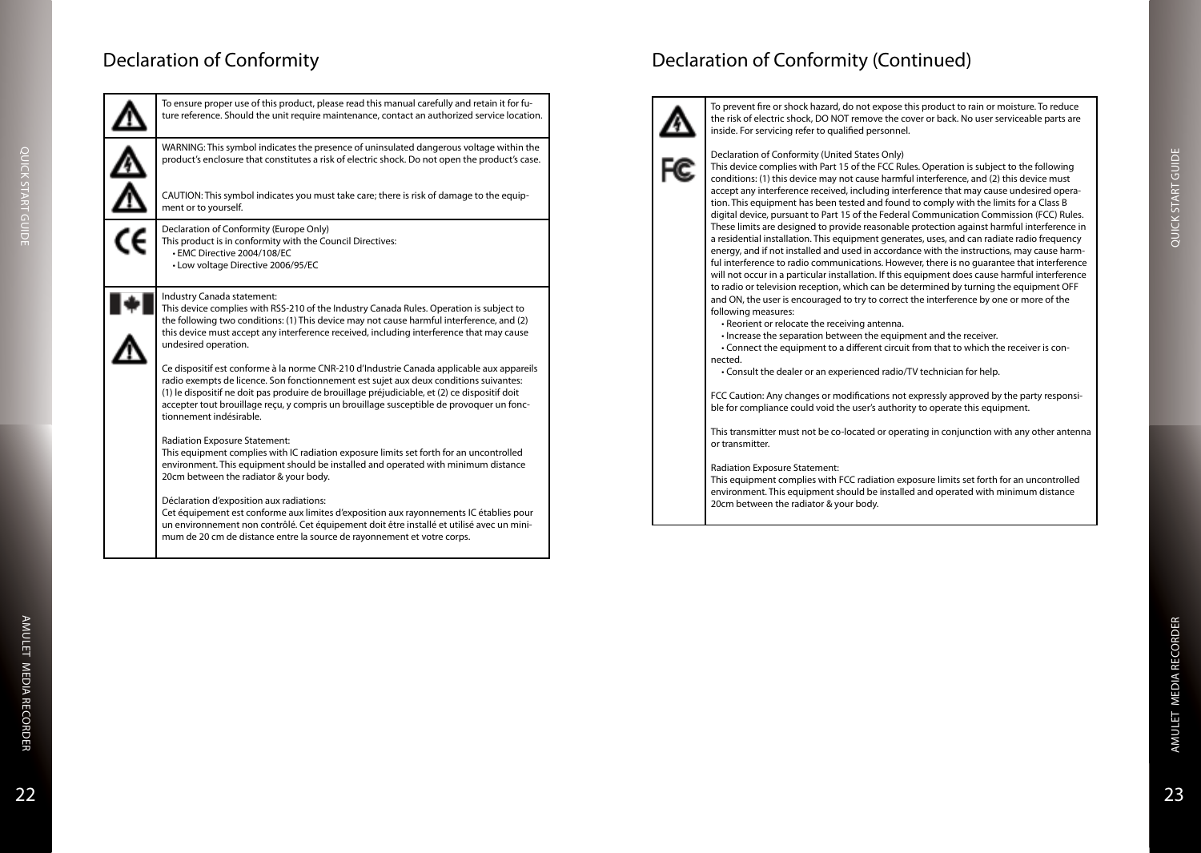# Declaration of Conformity

| | |
|---|---|
| ⚠ | To ensure proper use of this product, please read this manual carefully and retain it for future reference. Should the unit require maintenance, contact an authorized service location. |
| ⚠ ⚠ | WARNING: This symbol indicates the presence of uninsulated dangerous voltage within the product's enclosure that constitutes a risk of electric shock. Do not open the product's case.<br><br>CAUTION: This symbol indicates you must take care; there is risk of damage to the equipment or to yourself. |
| CE | Declaration of Conformity (Europe Only)<br>This product is in conformity with the Council Directives:<br>• EMC Directive 2004/108/EC<br>• Low voltage Directive 2006/95/EC |
| ⚠ | Industry Canada statement:<br>This device complies with RSS-210 of the Industry Canada Rules. Operation is subject to the following two conditions: (1) This device may not cause harmful interference, and (2) this device must accept any interference received, including interference that may cause undesired operation.<br><br>Ce dispositif est conforme à la norme CNR-210 d'Industrie Canada applicable aux appareils radio exempts de licence. Son fonctionnement est sujet aux deux conditions suivantes: (1) le dispositif ne doit pas produire de brouillage préjudiciable, et (2) ce dispositif doit accepter tout brouillage reçu, y compris un brouillage susceptible de provoquer un fonctionnement indésirable.<br><br>Radiation Exposure Statement:<br>This equipment complies with IC radiation exposure limits set forth for an uncontrolled environment. This equipment should be installed and operated with minimum distance 20cm between the radiator & your body.<br><br>Déclaration d'exposition aux radiations:<br>Cet équipement est conforme aux limites d'exposition aux rayonnements IC établies pour un environnement non contrôlé. Cet équipement doit être installé et utilisé avec un minimum de 20 cm de distance entre la source de rayonnement et votre corps. |

# Declaration of Conformity (Continued)

| | |
|---|---|
| ⚠ FC | To prevent fire or shock hazard, do not expose this product to rain or moisture. To reduce the risk of electric shock, DO NOT remove the cover or back. No user serviceable parts are inside. For servicing refer to qualified personnel.<br><br>Declaration of Conformity (United States Only)<br>This device complies with Part 15 of the FCC Rules. Operation is subject to the following conditions: (1) this device may not cause harmful interference, and (2) this device must accept any interference received, including interference that may cause undesired operation. This equipment has been tested and found to comply with the limits for a Class B digital device, pursuant to Part 15 of the Federal Communication Commission (FCC) Rules. These limits are designed to provide reasonable protection against harmful interference in a residential installation. This equipment generates, uses, and can radiate radio frequency energy, and if not installed and used in accordance with the instructions, may cause harmful interference to radio communications. However, there is no guarantee that interference will not occur in a particular installation. If this equipment does cause harmful interference to radio or television reception, which can be determined by turning the equipment OFF and ON, the user is encouraged to try to correct the interference by one or more of the following measures:<br>• Reorient or relocate the receiving antenna.<br>• Increase the separation between the equipment and the receiver.<br>• Connect the equipment to a different circuit from that to which the receiver is connected.<br>• Consult the dealer or an experienced radio/TV technician for help.<br><br>FCC Caution: Any changes or modifications not expressly approved by the party responsible for compliance could void the user's authority to operate this equipment.<br><br>This transmitter must not be co-located or operating in conjunction with any other antenna or transmitter.<br><br>Radiation Exposure Statement:<br>This equipment complies with FCC radiation exposure limits set forth for an uncontrolled environment. This equipment should be installed and operated with minimum distance 20cm between the radiator & your body. |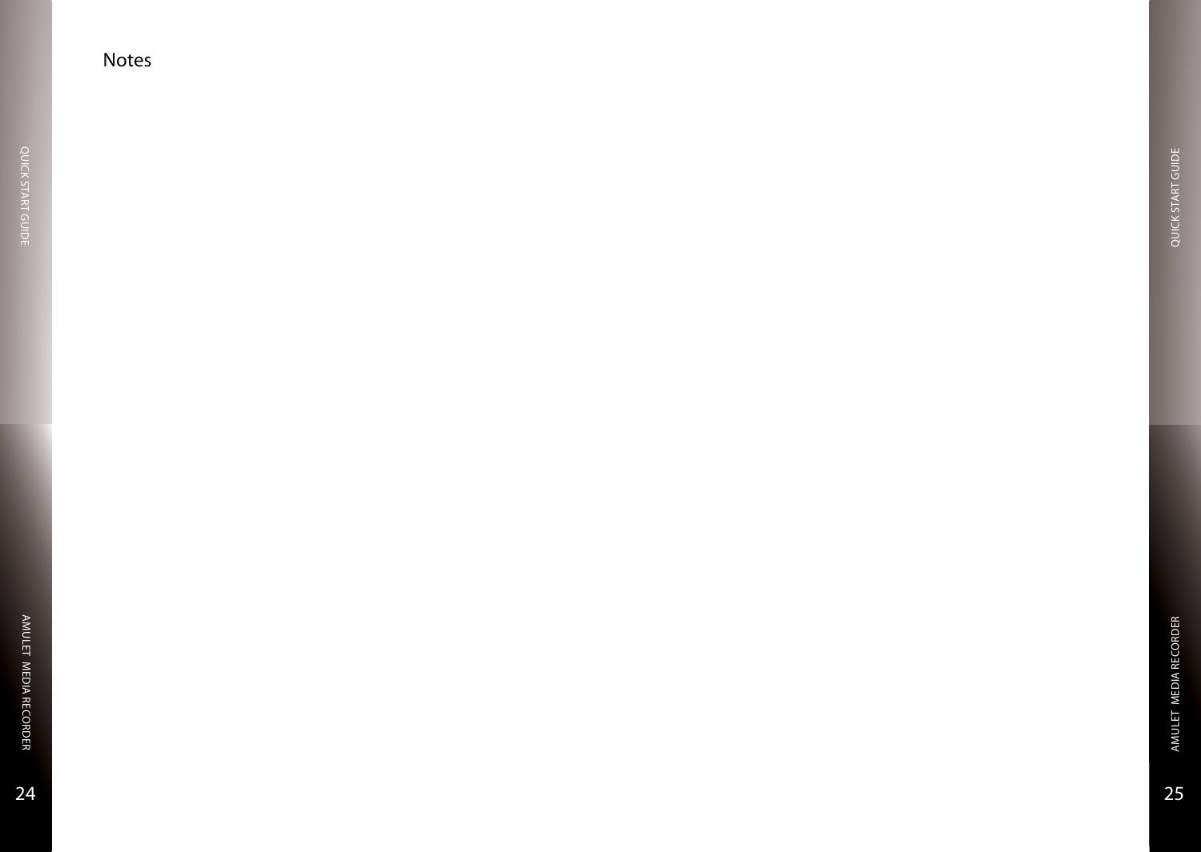Notes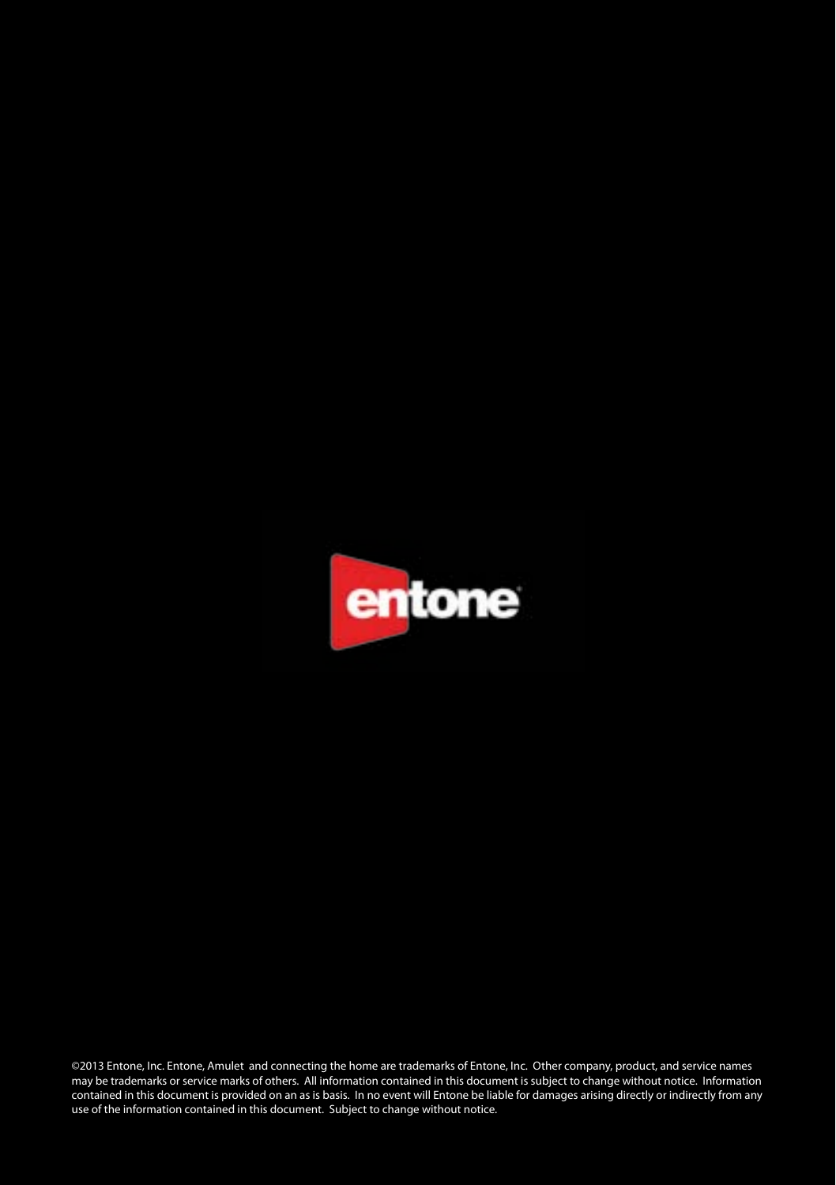entone

©2013 Entone, Inc. Entone, Amulet and connecting the home are trademarks of Entone, Inc. Other company, product, and service names may be trademarks or service marks of others. All information contained in this document is subject to change without notice. Information contained in this document is provided on an as is basis. In no event will Entone be liable for damages arising directly or indirectly from any use of the information contained in this document. Subject to change without notice.